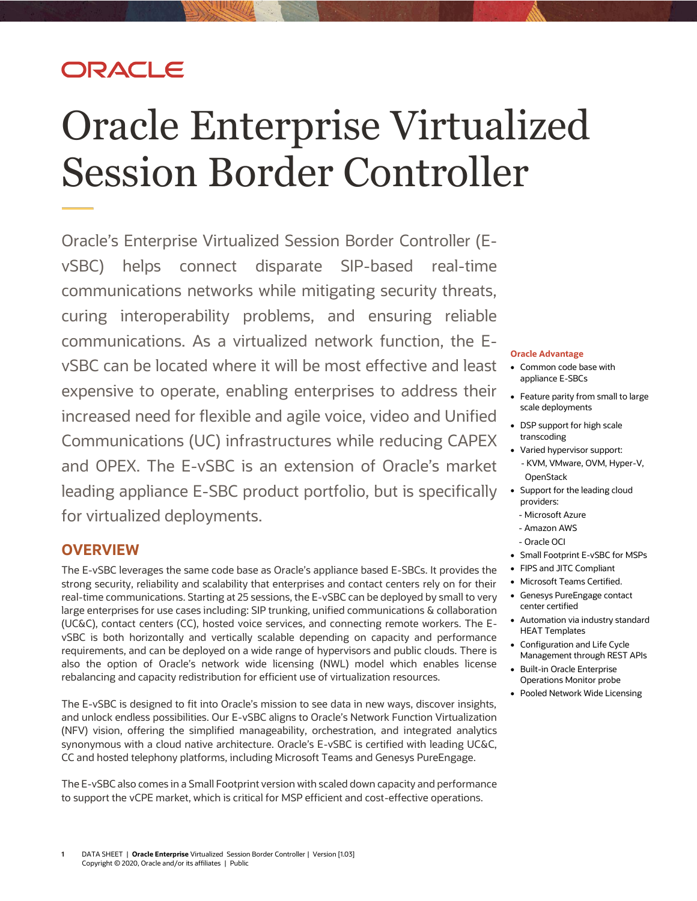ORACLE

# Oracle Enterprise Virtualized Session Border Controller

Oracle's Enterprise Virtualized Session Border Controller (E-vSBC) helps connect disparate SIP-based real-time communications networks while mitigating security threats, curing interoperability problems, and ensuring reliable communications. As a virtualized network function, the E-vSBC can be located where it will be most effective and least expensive to operate, enabling enterprises to address their increased need for flexible and agile voice, video and Unified Communications (UC) infrastructures while reducing CAPEX and OPEX. The E-vSBC is an extension of Oracle's market leading appliance E-SBC product portfolio, but is specifically for virtualized deployments.

## OVERVIEW

The E-vSBC leverages the same code base as Oracle's appliance based E-SBCs. It provides the strong security, reliability and scalability that enterprises and contact centers rely on for their real-time communications. Starting at 25 sessions, the E-vSBC can be deployed by small to very large enterprises for use cases including: SIP trunking, unified communications & collaboration (UC&C), contact centers (CC), hosted voice services, and connecting remote workers. The E-vSBC is both horizontally and vertically scalable depending on capacity and performance requirements, and can be deployed on a wide range of hypervisors and public clouds. There is also the option of Oracle's network wide licensing (NWL) model which enables license rebalancing and capacity redistribution for efficient use of virtualization resources.

The E-vSBC is designed to fit into Oracle's mission to see data in new ways, discover insights, and unlock endless possibilities. Our E-vSBC aligns to Oracle's Network Function Virtualization (NFV) vision, offering the simplified manageability, orchestration, and integrated analytics synonymous with a cloud native architecture. Oracle's E-vSBC is certified with leading UC&C, CC and hosted telephony platforms, including Microsoft Teams and Genesys PureEngage.

The E-vSBC also comes in a Small Footprint version with scaled down capacity and performance to support the vCPE market, which is critical for MSP efficient and cost-effective operations.

**Oracle Advantage**

- Common code base with appliance E-SBCs
- Feature parity from small to large scale deployments
- DSP support for high scale transcoding
- Varied hypervisor support:
  - KVM, VMware, OVM, Hyper-V, OpenStack
- Support for the leading cloud providers:
  - Microsoft Azure
  - Amazon AWS
  - Oracle OCI
- Small Footprint E-vSBC for MSPs
- FIPS and JITC Compliant
- Microsoft Teams Certified.
- Genesys PureEngage contact center certified
- Automation via industry standard HEAT Templates
- Configuration and Life Cycle Management through REST APIs
- Built-in Oracle Enterprise Operations Monitor probe
- Pooled Network Wide Licensing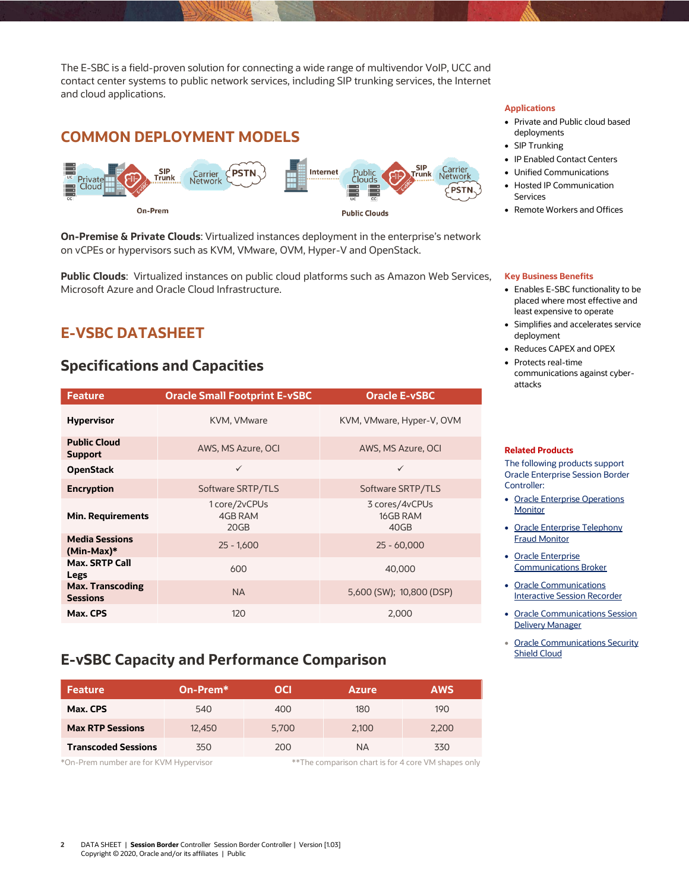The E-SBC is a field-proven solution for connecting a wide range of multivendor VoIP, UCC and contact center systems to public network services, including SIP trunking services, the Internet and cloud applications.

## COMMON DEPLOYMENT MODELS

On-Prem

Public Clouds

**On-Premise & Private Clouds**: Virtualized instances deployment in the enterprise's network on vCPEs or hypervisors such as KVM, VMware, OVM, Hyper-V and OpenStack.

**Public Clouds**: Virtualized instances on public cloud platforms such as Amazon Web Services, Microsoft Azure and Oracle Cloud Infrastructure.

## E-VSBC DATASHEET

### Specifications and Capacities

| Feature | Oracle Small Footprint E-vSBC | Oracle E-vSBC |
|---|---|---|
| **Hypervisor** | KVM, VMware | KVM, VMware, Hyper-V, OVM |
| **Public Cloud Support** | AWS, MS Azure, OCI | AWS, MS Azure, OCI |
| **OpenStack** | ✓ | ✓ |
| **Encryption** | Software SRTP/TLS | Software SRTP/TLS |
| **Min. Requirements** | 1 core/2vCPUs 4GB RAM 20GB | 3 cores/4vCPUs 16GB RAM 40GB |
| **Media Sessions (Min-Max)*** | 25 - 1,600 | 25 - 60,000 |
| **Max. SRTP Call Legs** | 600 | 40,000 |
| **Max. Transcoding Sessions** | NA | 5,600 (SW); 10,800 (DSP) |
| **Max. CPS** | 120 | 2,000 |

### E-vSBC Capacity and Performance Comparison

| Feature | On-Prem* | OCI | Azure | AWS |
|---|---|---|---|---|
| **Max. CPS** | 540 | 400 | 180 | 190 |
| **Max RTP Sessions** | 12,450 | 5,700 | 2,100 | 2,200 |
| **Transcoded Sessions** | 350 | 200 | NA | 330 |

*On-Prem number are for KVM Hypervisor **The comparison chart is for 4 core VM shapes only

#### Applications

- Private and Public cloud based deployments
- SIP Trunking
- IP Enabled Contact Centers
- Unified Communications
- Hosted IP Communication Services
- Remote Workers and Offices

#### Key Business Benefits

- Enables E-SBC functionality to be placed where most effective and least expensive to operate
- Simplifies and accelerates service deployment
- Reduces CAPEX and OPEX
- Protects real-time communications against cyber-attacks

#### Related Products

The following products support Oracle Enterprise Session Border Controller:

- Oracle Enterprise Operations Monitor
- Oracle Enterprise Telephony Fraud Monitor
- Oracle Enterprise Communications Broker
- Oracle Communications Interactive Session Recorder
- Oracle Communications Session Delivery Manager
- Oracle Communications Security Shield Cloud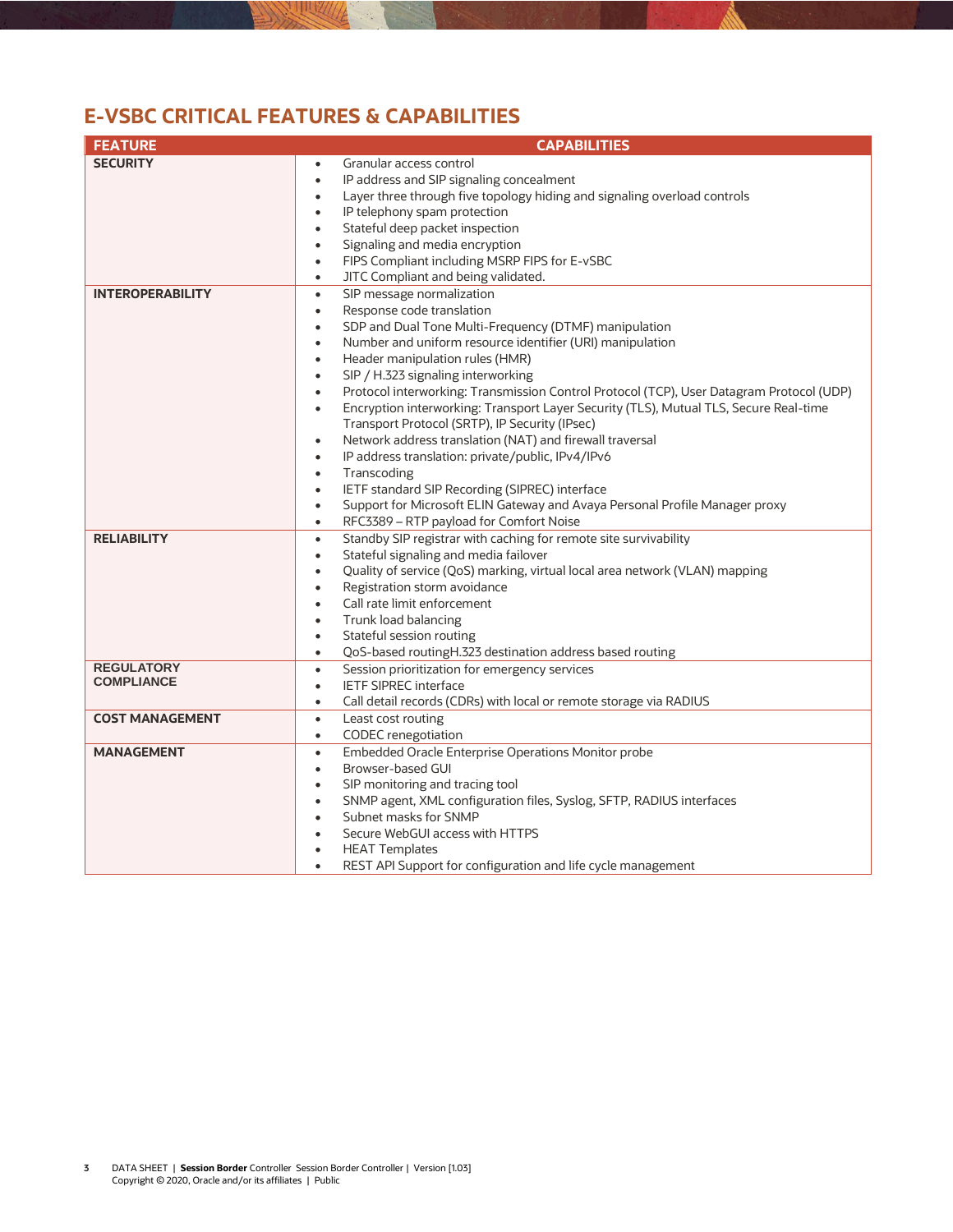## E-VSBC CRITICAL FEATURES & CAPABILITIES

| FEATURE | CAPABILITIES |
|---|---|
| **SECURITY** | • Granular access control<br>• IP address and SIP signaling concealment<br>• Layer three through five topology hiding and signaling overload controls<br>• IP telephony spam protection<br>• Stateful deep packet inspection<br>• Signaling and media encryption<br>• FIPS Compliant including MSRP FIPS for E-vSBC<br>• JITC Compliant and being validated. |
| **INTEROPERABILITY** | • SIP message normalization<br>• Response code translation<br>• SDP and Dual Tone Multi-Frequency (DTMF) manipulation<br>• Number and uniform resource identifier (URI) manipulation<br>• Header manipulation rules (HMR)<br>• SIP / H.323 signaling interworking<br>• Protocol interworking: Transmission Control Protocol (TCP), User Datagram Protocol (UDP)<br>• Encryption interworking: Transport Layer Security (TLS), Mutual TLS, Secure Real-time Transport Protocol (SRTP), IP Security (IPsec)<br>• Network address translation (NAT) and firewall traversal<br>• IP address translation: private/public, IPv4/IPv6<br>• Transcoding<br>• IETF standard SIP Recording (SIPREC) interface<br>• Support for Microsoft ELIN Gateway and Avaya Personal Profile Manager proxy<br>• RFC3389 – RTP payload for Comfort Noise |
| **RELIABILITY** | • Standby SIP registrar with caching for remote site survivability<br>• Stateful signaling and media failover<br>• Quality of service (QoS) marking, virtual local area network (VLAN) mapping<br>• Registration storm avoidance<br>• Call rate limit enforcement<br>• Trunk load balancing<br>• Stateful session routing<br>• QoS-based routingH.323 destination address based routing |
| **REGULATORY COMPLIANCE** | • Session prioritization for emergency services<br>• IETF SIPREC interface<br>• Call detail records (CDRs) with local or remote storage via RADIUS |
| **COST MANAGEMENT** | • Least cost routing<br>• CODEC renegotiation |
| **MANAGEMENT** | • Embedded Oracle Enterprise Operations Monitor probe<br>• Browser-based GUI<br>• SIP monitoring and tracing tool<br>• SNMP agent, XML configuration files, Syslog, SFTP, RADIUS interfaces<br>• Subnet masks for SNMP<br>• Secure WebGUI access with HTTPS<br>• HEAT Templates<br>• REST API Support for configuration and life cycle management |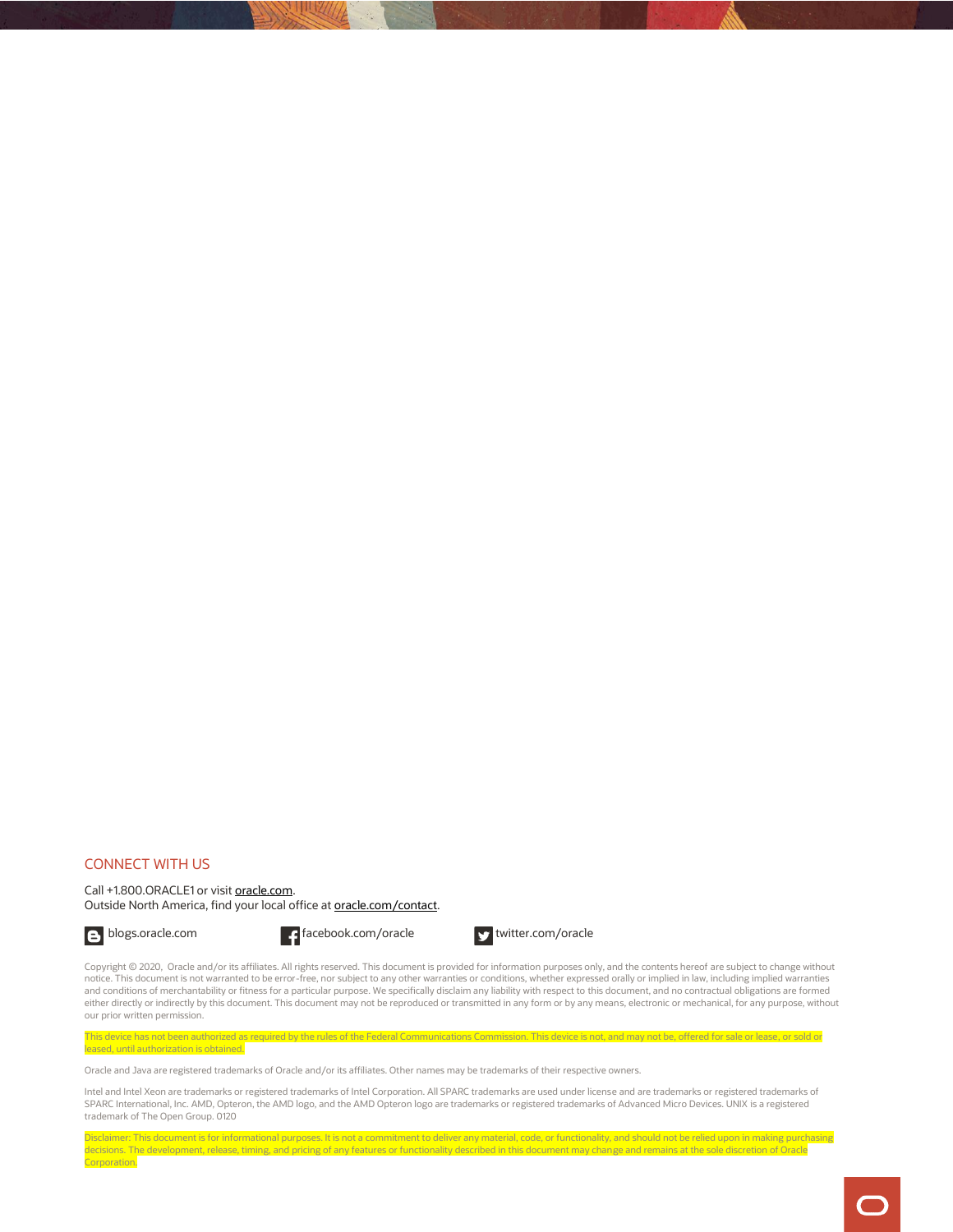## CONNECT WITH US

Call +1.800.ORACLE1 or visit oracle.com.
Outside North America, find your local office at oracle.com/contact.

blogs.oracle.com    facebook.com/oracle    twitter.com/oracle

Copyright © 2020, Oracle and/or its affiliates. All rights reserved. This document is provided for information purposes only, and the contents hereof are subject to change without notice. This document is not warranted to be error-free, nor subject to any other warranties or conditions, whether expressed orally or implied in law, including implied warranties and conditions of merchantability or fitness for a particular purpose. We specifically disclaim any liability with respect to this document, and no contractual obligations are formed either directly or indirectly by this document. This document may not be reproduced or transmitted in any form or by any means, electronic or mechanical, for any purpose, without our prior written permission.

This device has not been authorized as required by the rules of the Federal Communications Commission. This device is not, and may not be, offered for sale or lease, or sold or leased, until authorization is obtained.

Oracle and Java are registered trademarks of Oracle and/or its affiliates. Other names may be trademarks of their respective owners.

Intel and Intel Xeon are trademarks or registered trademarks of Intel Corporation. All SPARC trademarks are used under license and are trademarks or registered trademarks of SPARC International, Inc. AMD, Opteron, the AMD logo, and the AMD Opteron logo are trademarks or registered trademarks of Advanced Micro Devices. UNIX is a registered trademark of The Open Group. 0120

Disclaimer: This document is for informational purposes. It is not a commitment to deliver any material, code, or functionality, and should not be relied upon in making purchasing decisions. The development, release, timing, and pricing of any features or functionality described in this document may change and remains at the sole discretion of Oracle Corporation.